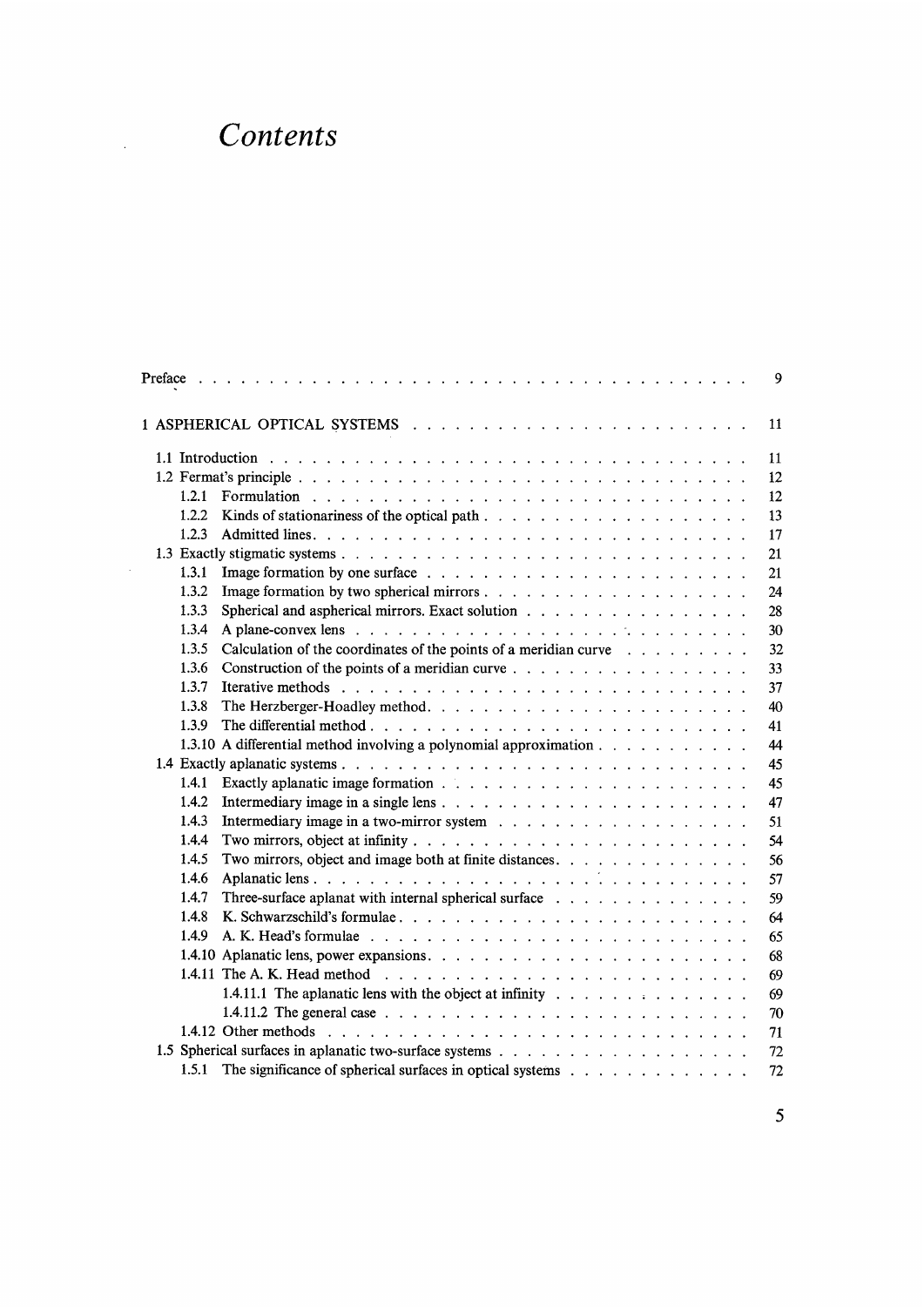# *Contents*

| | |
|---|---|
| Preface | 9 |
| 1 ASPHERICAL OPTICAL SYSTEMS | 11 |
| 1.1 Introduction | 11 |
| 1.2 Fermat's principle | 12 |
| 1.2.1 Formulation | 12 |
| 1.2.2 Kinds of stationariness of the optical path | 13 |
| 1.2.3 Admitted lines | 17 |
| 1.3 Exactly stigmatic systems | 21 |
| 1.3.1 Image formation by one surface | 21 |
| 1.3.2 Image formation by two spherical mirrors | 24 |
| 1.3.3 Spherical and aspherical mirrors. Exact solution | 28 |
| 1.3.4 A plane-convex lens | 30 |
| 1.3.5 Calculation of the coordinates of the points of a meridian curve | 32 |
| 1.3.6 Construction of the points of a meridian curve | 33 |
| 1.3.7 Iterative methods | 37 |
| 1.3.8 The Herzberger-Hoadley method | 40 |
| 1.3.9 The differential method | 41 |
| 1.3.10 A differential method involving a polynomial approximation | 44 |
| 1.4 Exactly aplanatic systems | 45 |
| 1.4.1 Exactly aplanatic image formation | 45 |
| 1.4.2 Intermediary image in a single lens | 47 |
| 1.4.3 Intermediary image in a two-mirror system | 51 |
| 1.4.4 Two mirrors, object at infinity | 54 |
| 1.4.5 Two mirrors, object and image both at finite distances | 56 |
| 1.4.6 Aplanatic lens | 57 |
| 1.4.7 Three-surface aplanat with internal spherical surface | 59 |
| 1.4.8 K. Schwarzschild's formulae | 64 |
| 1.4.9 A. K. Head's formulae | 65 |
| 1.4.10 Aplanatic lens, power expansions | 68 |
| 1.4.11 The A. K. Head method | 69 |
| 1.4.11.1 The aplanatic lens with the object at infinity | 69 |
| 1.4.11.2 The general case | 70 |
| 1.4.12 Other methods | 71 |
| 1.5 Spherical surfaces in aplanatic two-surface systems | 72 |
| 1.5.1 The significance of spherical surfaces in optical systems | 72 |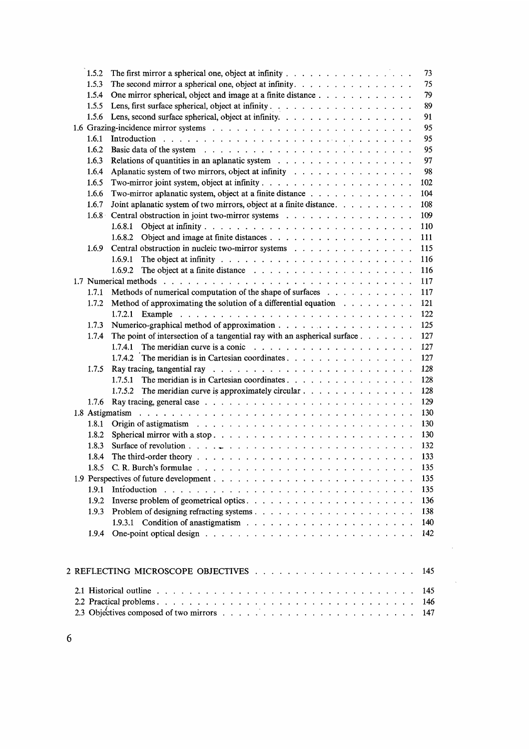1.5.2 The first mirror a spherical one, object at infinity . . . . . . . . . . . . . . . 73
1.5.3 The second mirror a spherical one, object at infinity. . . . . . . . . . . . . . . 75
1.5.4 One mirror spherical, object and image at a finite distance . . . . . . . . . . . 79
1.5.5 Lens, first surface spherical, object at infinity . . . . . . . . . . . . . . . . . 89
1.5.6 Lens, second surface spherical, object at infinity. . . . . . . . . . . . . . . . . 91

1.6 Grazing-incidence mirror systems . . . . . . . . . . . . . . . . . . . . . . . . 95
1.6.1 Introduction . . . . . . . . . . . . . . . . . . . . . . . . . . . . . 95
1.6.2 Basic data of the system . . . . . . . . . . . . . . . . . . . . . . . . 95
1.6.3 Relations of quantities in an aplanatic system . . . . . . . . . . . . . . . . 97
1.6.4 Aplanatic system of two mirrors, object at infinity . . . . . . . . . . . . . . 98
1.6.5 Two-mirror joint system, object at infinity . . . . . . . . . . . . . . . . . . 102
1.6.6 Two-mirror aplanatic system, object at a finite distance . . . . . . . . . . . . 104
1.6.7 Joint aplanatic system of two mirrors, object at a finite distance. . . . . . . . . 108
1.6.8 Central obstruction in joint two-mirror systems . . . . . . . . . . . . . . . 109
1.6.8.1 Object at infinity . . . . . . . . . . . . . . . . . . . . . . . . 110
1.6.8.2 Object and image at finite distances . . . . . . . . . . . . . . . . . 111
1.6.9 Central obstruction in nucleic two-mirror systems . . . . . . . . . . . . . . 115
1.6.9.1 The object at infinity . . . . . . . . . . . . . . . . . . . . . . 116
1.6.9.2 The object at a finite distance . . . . . . . . . . . . . . . . . . . 116

1.7 Numerical methods . . . . . . . . . . . . . . . . . . . . . . . . . . . . . 117
1.7.1 Methods of numerical computation of the shape of surfaces . . . . . . . . . . 117
1.7.2 Method of approximating the solution of a differential equation . . . . . . . . 121
1.7.2.1 Example . . . . . . . . . . . . . . . . . . . . . . . . . . . . 122
1.7.3 Numerico-graphical method of approximation . . . . . . . . . . . . . . . . 125
1.7.4 The point of intersection of a tangential ray with an aspherical surface . . . . . . 127
1.7.4.1 The meridian curve is a conic . . . . . . . . . . . . . . . . . . . 127
1.7.4.2 The meridian is in Cartesian coordinates . . . . . . . . . . . . . . . 127
1.7.5 Ray tracing, tangential ray . . . . . . . . . . . . . . . . . . . . . . . 128
1.7.5.1 The meridian is in Cartesian coordinates . . . . . . . . . . . . . . . 128
1.7.5.2 The meridian curve is approximately circular . . . . . . . . . . . . . . 128
1.7.6 Ray tracing, general case . . . . . . . . . . . . . . . . . . . . . . . . 129

1.8 Astigmatism . . . . . . . . . . . . . . . . . . . . . . . . . . . . . . . 130
1.8.1 Origin of astigmatism . . . . . . . . . . . . . . . . . . . . . . . . . 130
1.8.2 Spherical mirror with a stop . . . . . . . . . . . . . . . . . . . . . . . 130
1.8.3 Surface of revolution . . . . . . . . . . . . . . . . . . . . . . . . . . 132
1.8.4 The third-order theory . . . . . . . . . . . . . . . . . . . . . . . . . 133
1.8.5 C. R. Burch's formulae . . . . . . . . . . . . . . . . . . . . . . . . . 135

1.9 Perspectives of future development . . . . . . . . . . . . . . . . . . . . . . 135
1.9.1 Introduction . . . . . . . . . . . . . . . . . . . . . . . . . . . . . 135
1.9.2 Inverse problem of geometrical optics . . . . . . . . . . . . . . . . . . . 136
1.9.3 Problem of designing refracting systems . . . . . . . . . . . . . . . . . . 138
1.9.3.1 Condition of anastigmatism . . . . . . . . . . . . . . . . . . . . . 140
1.9.4 One-point optical design . . . . . . . . . . . . . . . . . . . . . . . . 142

2 REFLECTING MICROSCOPE OBJECTIVES . . . . . . . . . . . . . . . . . . . 145

2.1 Historical outline . . . . . . . . . . . . . . . . . . . . . . . . . . . . . 145
2.2 Practical problems . . . . . . . . . . . . . . . . . . . . . . . . . . . . . 146
2.3 Objectives composed of two mirrors . . . . . . . . . . . . . . . . . . . . . 147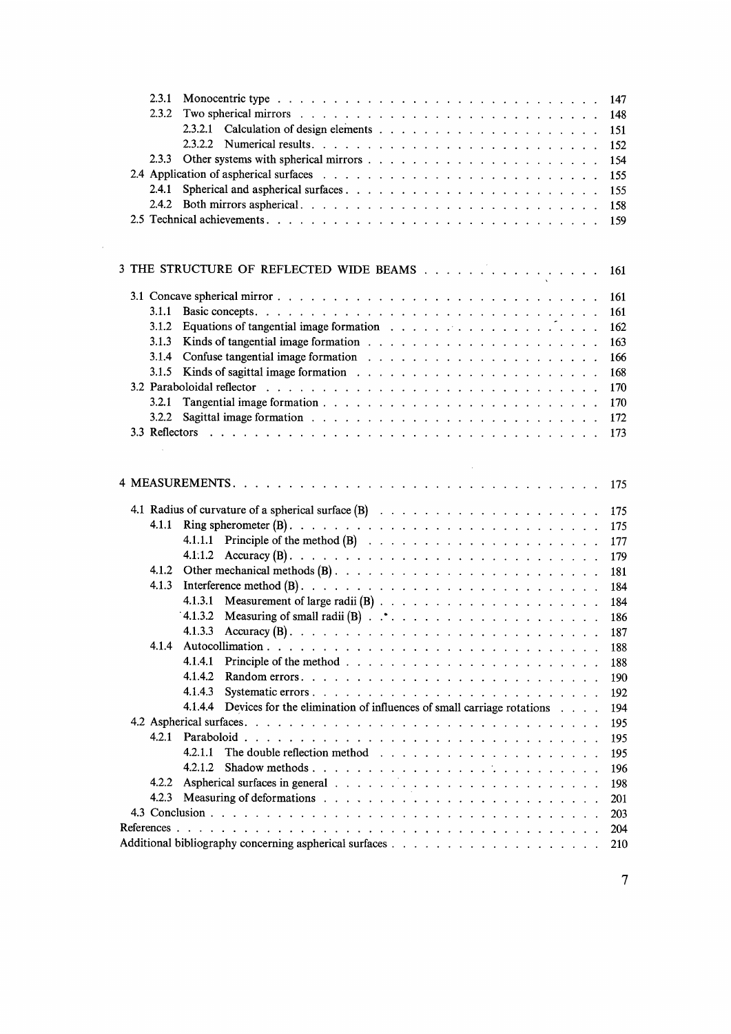2.3.1 Monocentric type . . . . . . . . . . . . . . . . . . . . . . . . . . . 147
2.3.2 Two spherical mirrors . . . . . . . . . . . . . . . . . . . . . . . . . 148
2.3.2.1 Calculation of design elements . . . . . . . . . . . . . . . . . . . 151
2.3.2.2 Numerical results. . . . . . . . . . . . . . . . . . . . . . . . . 152
2.3.3 Other systems with spherical mirrors . . . . . . . . . . . . . . . . . . 154
2.4 Application of aspherical surfaces . . . . . . . . . . . . . . . . . . . . . 155
2.4.1 Spherical and aspherical surfaces . . . . . . . . . . . . . . . . . . . . 155
2.4.2 Both mirrors aspherical. . . . . . . . . . . . . . . . . . . . . . . . 158
2.5 Technical achievements. . . . . . . . . . . . . . . . . . . . . . . . . . 159

3 THE STRUCTURE OF REFLECTED WIDE BEAMS . . . . . . . . . . . . . . 161

3.1 Concave spherical mirror . . . . . . . . . . . . . . . . . . . . . . . . . 161
3.1.1 Basic concepts. . . . . . . . . . . . . . . . . . . . . . . . . . . . 161
3.1.2 Equations of tangential image formation . . . . . . . . . . . . . . . . 162
3.1.3 Kinds of tangential image formation . . . . . . . . . . . . . . . . . . 163
3.1.4 Confuse tangential image formation . . . . . . . . . . . . . . . . . . 166
3.1.5 Kinds of sagittal image formation . . . . . . . . . . . . . . . . . . . 168
3.2 Paraboloidal reflector . . . . . . . . . . . . . . . . . . . . . . . . . . 170
3.2.1 Tangential image formation . . . . . . . . . . . . . . . . . . . . . . 170
3.2.2 Sagittal image formation . . . . . . . . . . . . . . . . . . . . . . . 172
3.3 Reflectors . . . . . . . . . . . . . . . . . . . . . . . . . . . . . . . . 173

4 MEASUREMENTS. . . . . . . . . . . . . . . . . . . . . . . . . . . . . . 175

4.1 Radius of curvature of a spherical surface (B) . . . . . . . . . . . . . . . 175
4.1.1 Ring spherometer (B). . . . . . . . . . . . . . . . . . . . . . . . . 175
4.1.1.1 Principle of the method (B) . . . . . . . . . . . . . . . . . . . 177
4.1.1.2 Accuracy (B). . . . . . . . . . . . . . . . . . . . . . . . . . 179
4.1.2 Other mechanical methods (B) . . . . . . . . . . . . . . . . . . . . . 181
4.1.3 Interference method (B). . . . . . . . . . . . . . . . . . . . . . . . 184
4.1.3.1 Measurement of large radii (B) . . . . . . . . . . . . . . . . . . 184
4.1.3.2 Measuring of small radii (B) . . . . . . . . . . . . . . . . . . . 186
4.1.3.3 Accuracy (B). . . . . . . . . . . . . . . . . . . . . . . . . . 187
4.1.4 Autocollimation . . . . . . . . . . . . . . . . . . . . . . . . . . . 188
4.1.4.1 Principle of the method . . . . . . . . . . . . . . . . . . . . . 188
4.1.4.2 Random errors. . . . . . . . . . . . . . . . . . . . . . . . . 190
4.1.4.3 Systematic errors . . . . . . . . . . . . . . . . . . . . . . . . 192
4.1.4.4 Devices for the elimination of influences of small carriage rotations . . . . 194
4.2 Aspherical surfaces. . . . . . . . . . . . . . . . . . . . . . . . . . . . 195
4.2.1 Paraboloid . . . . . . . . . . . . . . . . . . . . . . . . . . . . . . 195
4.2.1.1 The double reflection method . . . . . . . . . . . . . . . . . . 195
4.2.1.2 Shadow methods . . . . . . . . . . . . . . . . . . . . . . . . 196
4.2.2 Aspherical surfaces in general . . . . . . . . . . . . . . . . . . . . . 198
4.2.3 Measuring of deformations . . . . . . . . . . . . . . . . . . . . . . 201
4.3 Conclusion . . . . . . . . . . . . . . . . . . . . . . . . . . . . . . . . 203
References . . . . . . . . . . . . . . . . . . . . . . . . . . . . . . . . . . 204
Additional bibliography concerning aspherical surfaces . . . . . . . . . . . . . . 210